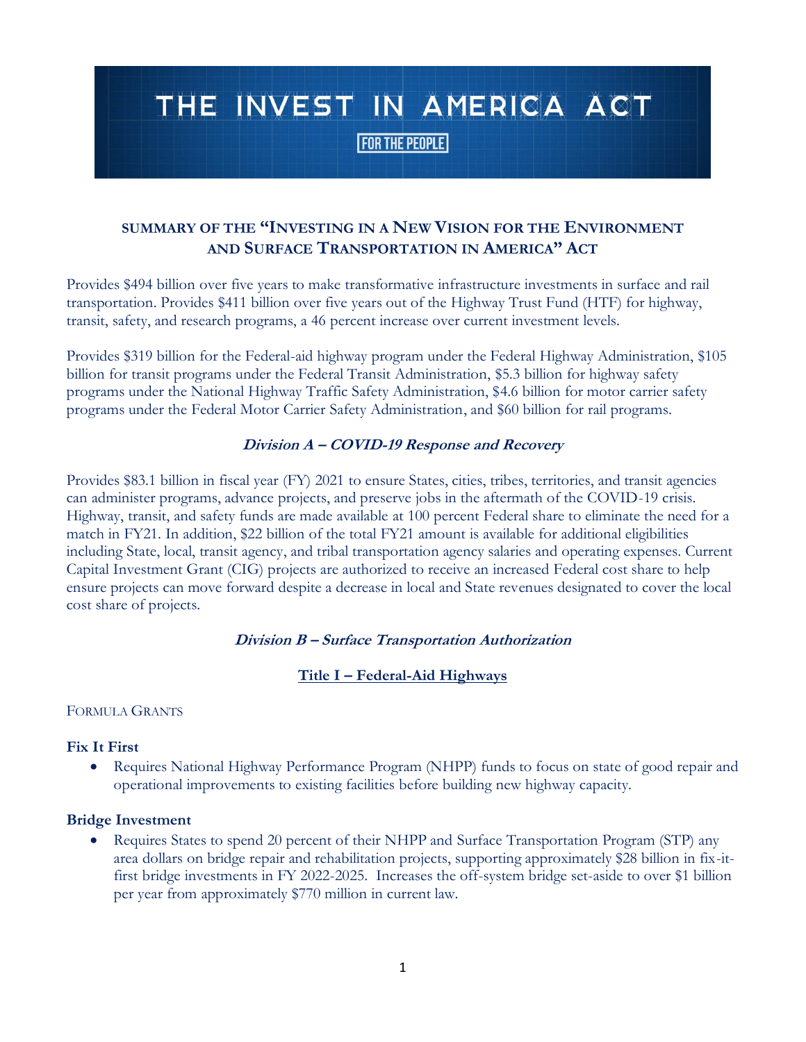# THE INVEST IN AMERICA ACT

FOR THE PEOPLE

## SUMMARY OF THE "INVESTING IN A NEW VISION FOR THE ENVIRONMENT AND SURFACE TRANSPORTATION IN AMERICA" ACT

Provides $494 billion over five years to make transformative infrastructure investments in surface and rail transportation. Provides $411 billion over five years out of the Highway Trust Fund (HTF) for highway, transit, safety, and research programs, a 46 percent increase over current investment levels.

Provides $319 billion for the Federal-aid highway program under the Federal Highway Administration, $105 billion for transit programs under the Federal Transit Administration, $5.3 billion for highway safety programs under the National Highway Traffic Safety Administration, $4.6 billion for motor carrier safety programs under the Federal Motor Carrier Safety Administration, and $60 billion for rail programs.

### *Division A – COVID-19 Response and Recovery*

Provides $83.1 billion in fiscal year (FY) 2021 to ensure States, cities, tribes, territories, and transit agencies can administer programs, advance projects, and preserve jobs in the aftermath of the COVID-19 crisis. Highway, transit, and safety funds are made available at 100 percent Federal share to eliminate the need for a match in FY21. In addition, $22 billion of the total FY21 amount is available for additional eligibilities including State, local, transit agency, and tribal transportation agency salaries and operating expenses. Current Capital Investment Grant (CIG) projects are authorized to receive an increased Federal cost share to help ensure projects can move forward despite a decrease in local and State revenues designated to cover the local cost share of projects.

### *Division B – Surface Transportation Authorization*

#### Title I – Federal-Aid Highways

FORMULA GRANTS

**Fix It First**

- Requires National Highway Performance Program (NHPP) funds to focus on state of good repair and operational improvements to existing facilities before building new highway capacity.

**Bridge Investment**

- Requires States to spend 20 percent of their NHPP and Surface Transportation Program (STP) any area dollars on bridge repair and rehabilitation projects, supporting approximately $28 billion in fix-it-first bridge investments in FY 2022-2025. Increases the off-system bridge set-aside to over $1 billion per year from approximately $770 million in current law.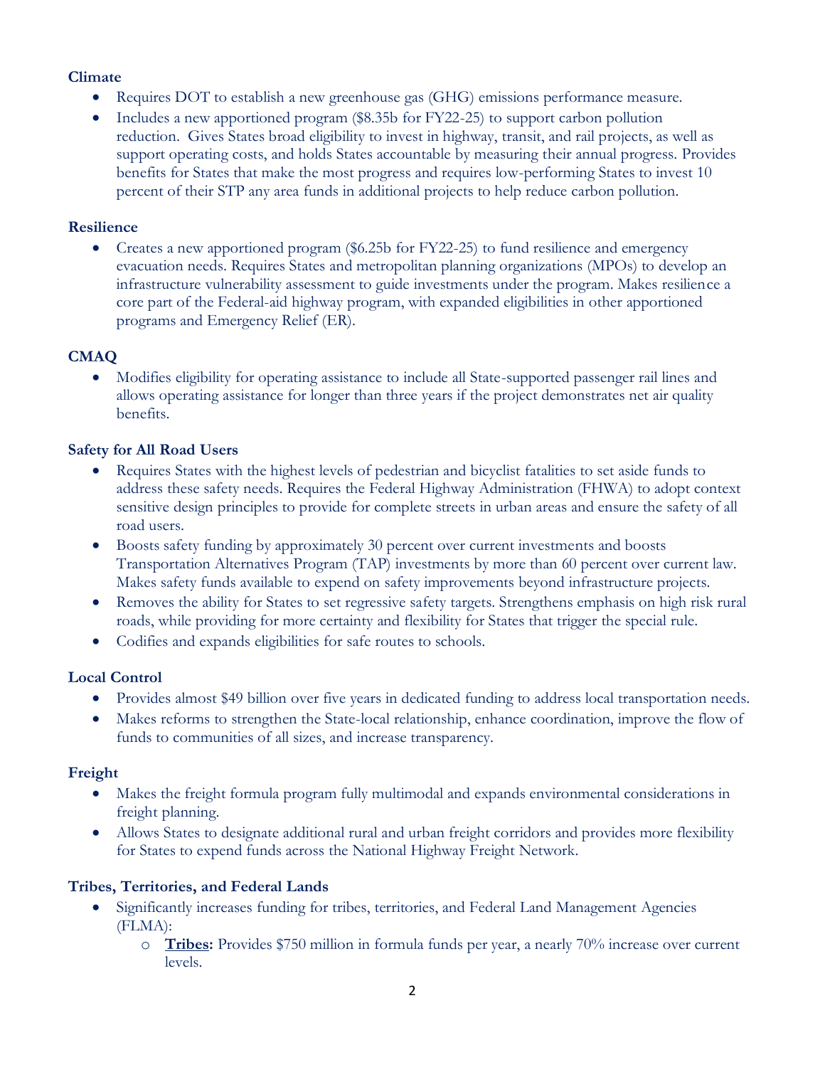**Climate**

- Requires DOT to establish a new greenhouse gas (GHG) emissions performance measure.
- Includes a new apportioned program ($8.35b for FY22-25) to support carbon pollution reduction. Gives States broad eligibility to invest in highway, transit, and rail projects, as well as support operating costs, and holds States accountable by measuring their annual progress. Provides benefits for States that make the most progress and requires low-performing States to invest 10 percent of their STP any area funds in additional projects to help reduce carbon pollution.

**Resilience**

- Creates a new apportioned program ($6.25b for FY22-25) to fund resilience and emergency evacuation needs. Requires States and metropolitan planning organizations (MPOs) to develop an infrastructure vulnerability assessment to guide investments under the program. Makes resilience a core part of the Federal-aid highway program, with expanded eligibilities in other apportioned programs and Emergency Relief (ER).

**CMAQ**

- Modifies eligibility for operating assistance to include all State-supported passenger rail lines and allows operating assistance for longer than three years if the project demonstrates net air quality benefits.

**Safety for All Road Users**

- Requires States with the highest levels of pedestrian and bicyclist fatalities to set aside funds to address these safety needs. Requires the Federal Highway Administration (FHWA) to adopt context sensitive design principles to provide for complete streets in urban areas and ensure the safety of all road users.
- Boosts safety funding by approximately 30 percent over current investments and boosts Transportation Alternatives Program (TAP) investments by more than 60 percent over current law. Makes safety funds available to expend on safety improvements beyond infrastructure projects.
- Removes the ability for States to set regressive safety targets. Strengthens emphasis on high risk rural roads, while providing for more certainty and flexibility for States that trigger the special rule.
- Codifies and expands eligibilities for safe routes to schools.

**Local Control**

- Provides almost $49 billion over five years in dedicated funding to address local transportation needs.
- Makes reforms to strengthen the State-local relationship, enhance coordination, improve the flow of funds to communities of all sizes, and increase transparency.

**Freight**

- Makes the freight formula program fully multimodal and expands environmental considerations in freight planning.
- Allows States to designate additional rural and urban freight corridors and provides more flexibility for States to expend funds across the National Highway Freight Network.

**Tribes, Territories, and Federal Lands**

- Significantly increases funding for tribes, territories, and Federal Land Management Agencies (FLMA):
    - **Tribes:** Provides $750 million in formula funds per year, a nearly 70% increase over current levels.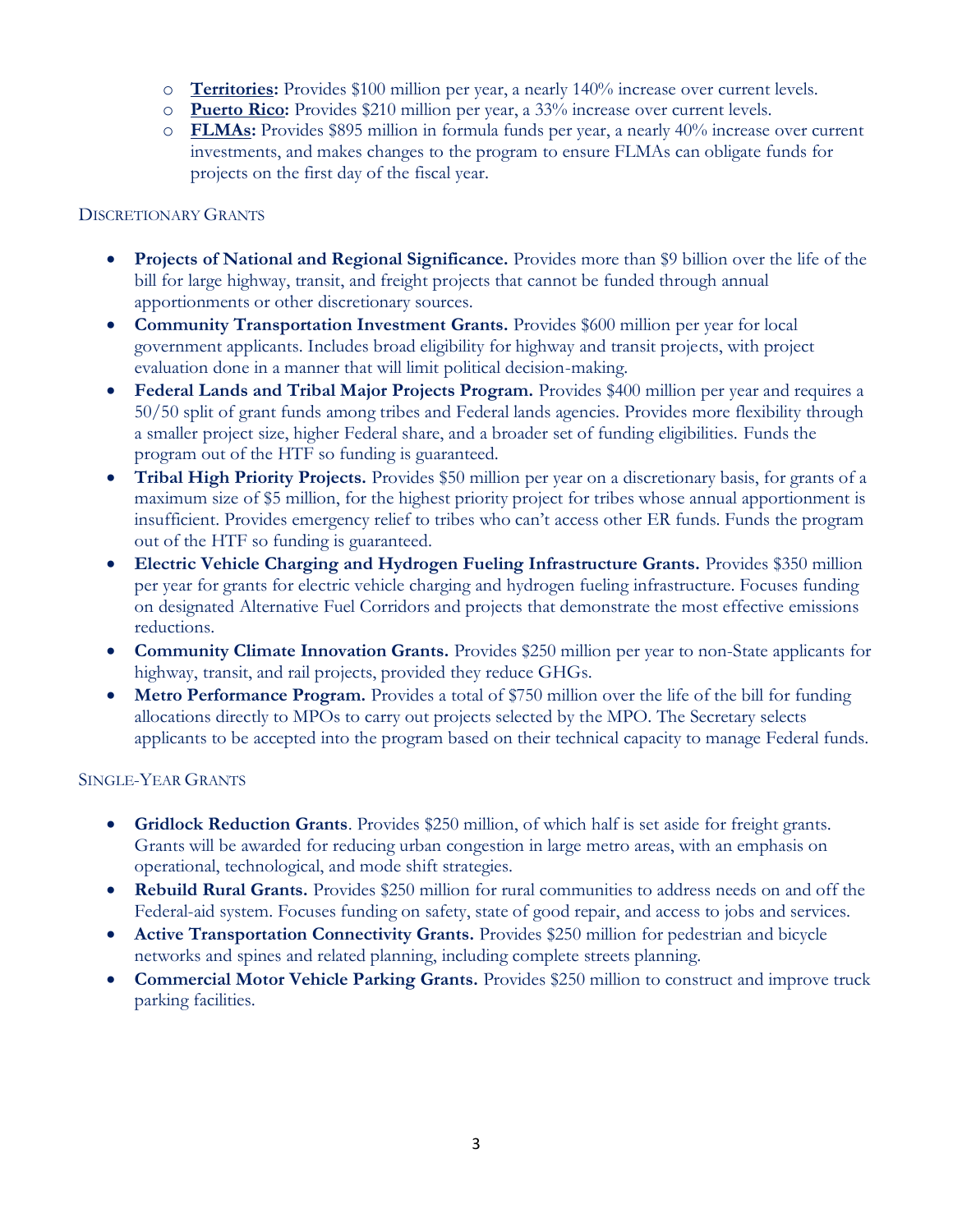- **Territories:** Provides $100 million per year, a nearly 140% increase over current levels.
- **Puerto Rico:** Provides $210 million per year, a 33% increase over current levels.
- **FLMAs:** Provides $895 million in formula funds per year, a nearly 40% increase over current investments, and makes changes to the program to ensure FLMAs can obligate funds for projects on the first day of the fiscal year.

### Discretionary Grants

- **Projects of National and Regional Significance.** Provides more than $9 billion over the life of the bill for large highway, transit, and freight projects that cannot be funded through annual apportionments or other discretionary sources.
- **Community Transportation Investment Grants.** Provides $600 million per year for local government applicants. Includes broad eligibility for highway and transit projects, with project evaluation done in a manner that will limit political decision-making.
- **Federal Lands and Tribal Major Projects Program.** Provides $400 million per year and requires a 50/50 split of grant funds among tribes and Federal lands agencies. Provides more flexibility through a smaller project size, higher Federal share, and a broader set of funding eligibilities. Funds the program out of the HTF so funding is guaranteed.
- **Tribal High Priority Projects.** Provides $50 million per year on a discretionary basis, for grants of a maximum size of $5 million, for the highest priority project for tribes whose annual apportionment is insufficient. Provides emergency relief to tribes who can't access other ER funds. Funds the program out of the HTF so funding is guaranteed.
- **Electric Vehicle Charging and Hydrogen Fueling Infrastructure Grants.** Provides $350 million per year for grants for electric vehicle charging and hydrogen fueling infrastructure. Focuses funding on designated Alternative Fuel Corridors and projects that demonstrate the most effective emissions reductions.
- **Community Climate Innovation Grants.** Provides $250 million per year to non-State applicants for highway, transit, and rail projects, provided they reduce GHGs.
- **Metro Performance Program.** Provides a total of $750 million over the life of the bill for funding allocations directly to MPOs to carry out projects selected by the MPO. The Secretary selects applicants to be accepted into the program based on their technical capacity to manage Federal funds.

### Single-Year Grants

- **Gridlock Reduction Grants**. Provides $250 million, of which half is set aside for freight grants. Grants will be awarded for reducing urban congestion in large metro areas, with an emphasis on operational, technological, and mode shift strategies.
- **Rebuild Rural Grants.** Provides $250 million for rural communities to address needs on and off the Federal-aid system. Focuses funding on safety, state of good repair, and access to jobs and services.
- **Active Transportation Connectivity Grants.** Provides $250 million for pedestrian and bicycle networks and spines and related planning, including complete streets planning.
- **Commercial Motor Vehicle Parking Grants.** Provides $250 million to construct and improve truck parking facilities.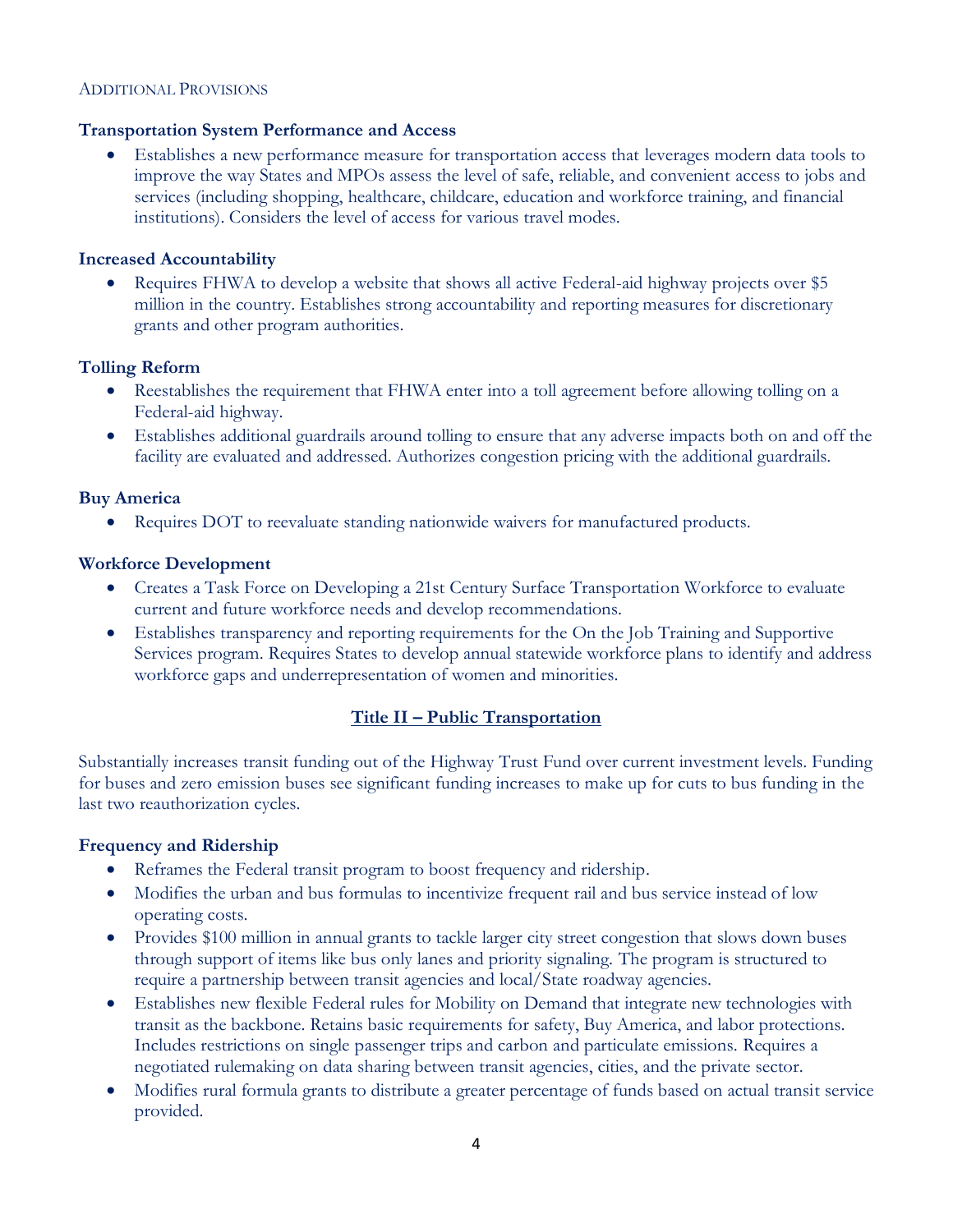## ADDITIONAL PROVISIONS

**Transportation System Performance and Access**

- Establishes a new performance measure for transportation access that leverages modern data tools to improve the way States and MPOs assess the level of safe, reliable, and convenient access to jobs and services (including shopping, healthcare, childcare, education and workforce training, and financial institutions). Considers the level of access for various travel modes.

**Increased Accountability**

- Requires FHWA to develop a website that shows all active Federal-aid highway projects over $5 million in the country. Establishes strong accountability and reporting measures for discretionary grants and other program authorities.

**Tolling Reform**

- Reestablishes the requirement that FHWA enter into a toll agreement before allowing tolling on a Federal-aid highway.
- Establishes additional guardrails around tolling to ensure that any adverse impacts both on and off the facility are evaluated and addressed. Authorizes congestion pricing with the additional guardrails.

**Buy America**

- Requires DOT to reevaluate standing nationwide waivers for manufactured products.

**Workforce Development**

- Creates a Task Force on Developing a 21st Century Surface Transportation Workforce to evaluate current and future workforce needs and develop recommendations.
- Establishes transparency and reporting requirements for the On the Job Training and Supportive Services program. Requires States to develop annual statewide workforce plans to identify and address workforce gaps and underrepresentation of women and minorities.

## Title II – Public Transportation

Substantially increases transit funding out of the Highway Trust Fund over current investment levels. Funding for buses and zero emission buses see significant funding increases to make up for cuts to bus funding in the last two reauthorization cycles.

**Frequency and Ridership**

- Reframes the Federal transit program to boost frequency and ridership.
- Modifies the urban and bus formulas to incentivize frequent rail and bus service instead of low operating costs.
- Provides $100 million in annual grants to tackle larger city street congestion that slows down buses through support of items like bus only lanes and priority signaling. The program is structured to require a partnership between transit agencies and local/State roadway agencies.
- Establishes new flexible Federal rules for Mobility on Demand that integrate new technologies with transit as the backbone. Retains basic requirements for safety, Buy America, and labor protections. Includes restrictions on single passenger trips and carbon and particulate emissions. Requires a negotiated rulemaking on data sharing between transit agencies, cities, and the private sector.
- Modifies rural formula grants to distribute a greater percentage of funds based on actual transit service provided.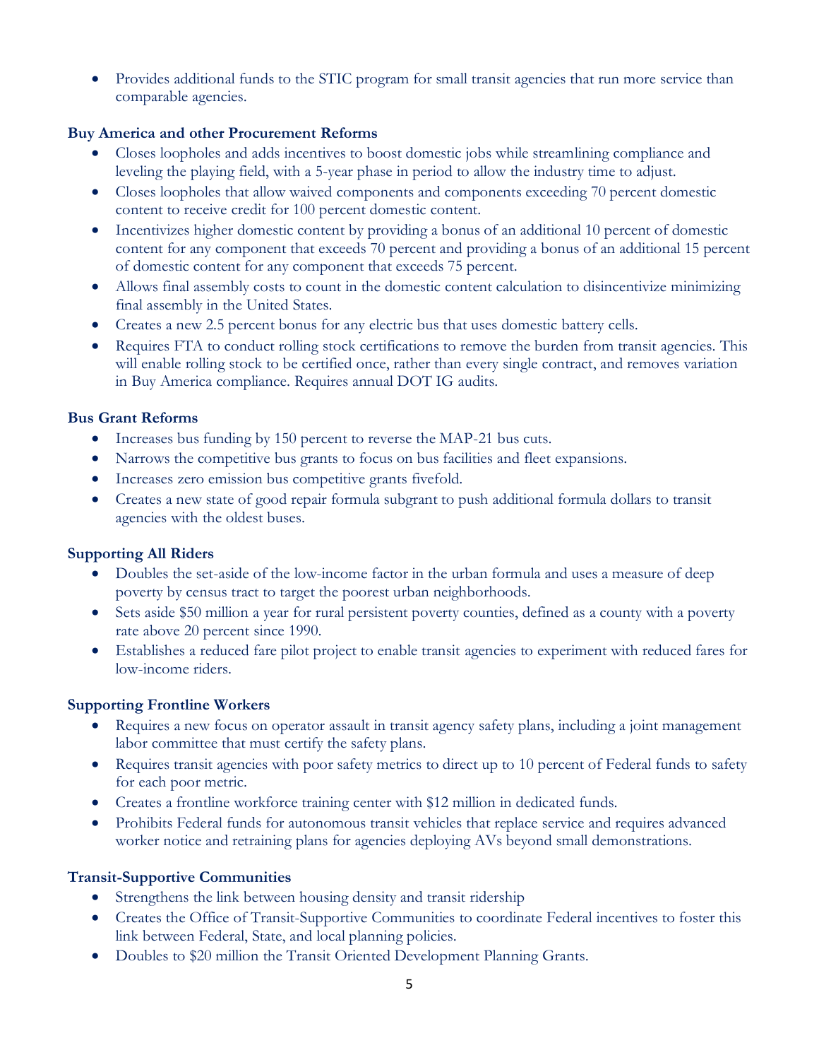- Provides additional funds to the STIC program for small transit agencies that run more service than comparable agencies.

**Buy America and other Procurement Reforms**

- Closes loopholes and adds incentives to boost domestic jobs while streamlining compliance and leveling the playing field, with a 5-year phase in period to allow the industry time to adjust.
- Closes loopholes that allow waived components and components exceeding 70 percent domestic content to receive credit for 100 percent domestic content.
- Incentivizes higher domestic content by providing a bonus of an additional 10 percent of domestic content for any component that exceeds 70 percent and providing a bonus of an additional 15 percent of domestic content for any component that exceeds 75 percent.
- Allows final assembly costs to count in the domestic content calculation to disincentivize minimizing final assembly in the United States.
- Creates a new 2.5 percent bonus for any electric bus that uses domestic battery cells.
- Requires FTA to conduct rolling stock certifications to remove the burden from transit agencies. This will enable rolling stock to be certified once, rather than every single contract, and removes variation in Buy America compliance. Requires annual DOT IG audits.

**Bus Grant Reforms**

- Increases bus funding by 150 percent to reverse the MAP-21 bus cuts.
- Narrows the competitive bus grants to focus on bus facilities and fleet expansions.
- Increases zero emission bus competitive grants fivefold.
- Creates a new state of good repair formula subgrant to push additional formula dollars to transit agencies with the oldest buses.

**Supporting All Riders**

- Doubles the set-aside of the low-income factor in the urban formula and uses a measure of deep poverty by census tract to target the poorest urban neighborhoods.
- Sets aside $50 million a year for rural persistent poverty counties, defined as a county with a poverty rate above 20 percent since 1990.
- Establishes a reduced fare pilot project to enable transit agencies to experiment with reduced fares for low-income riders.

**Supporting Frontline Workers**

- Requires a new focus on operator assault in transit agency safety plans, including a joint management labor committee that must certify the safety plans.
- Requires transit agencies with poor safety metrics to direct up to 10 percent of Federal funds to safety for each poor metric.
- Creates a frontline workforce training center with $12 million in dedicated funds.
- Prohibits Federal funds for autonomous transit vehicles that replace service and requires advanced worker notice and retraining plans for agencies deploying AVs beyond small demonstrations.

**Transit-Supportive Communities**

- Strengthens the link between housing density and transit ridership
- Creates the Office of Transit-Supportive Communities to coordinate Federal incentives to foster this link between Federal, State, and local planning policies.
- Doubles to $20 million the Transit Oriented Development Planning Grants.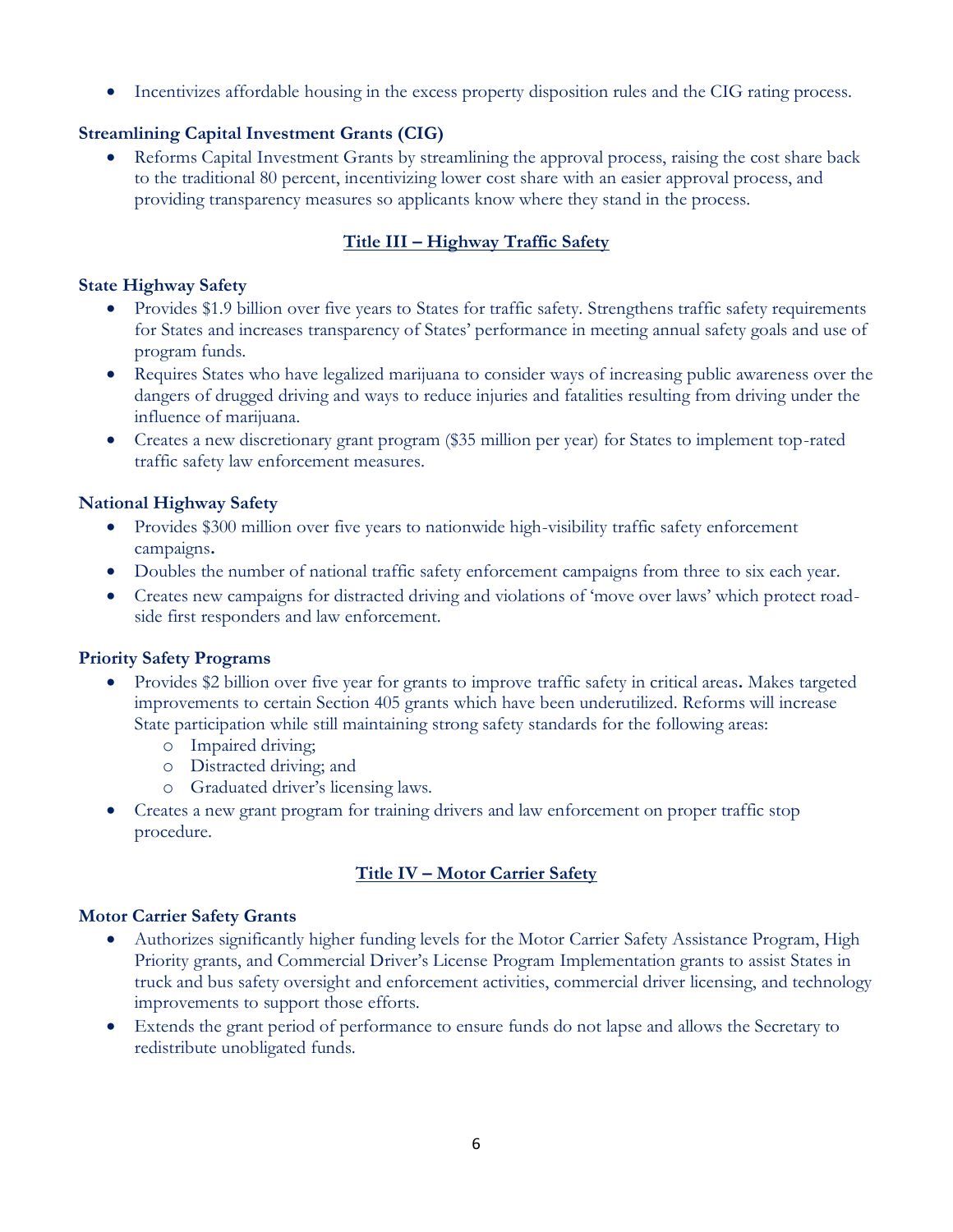- Incentivizes affordable housing in the excess property disposition rules and the CIG rating process.

**Streamlining Capital Investment Grants (CIG)**

- Reforms Capital Investment Grants by streamlining the approval process, raising the cost share back to the traditional 80 percent, incentivizing lower cost share with an easier approval process, and providing transparency measures so applicants know where they stand in the process.

## Title III – Highway Traffic Safety

**State Highway Safety**

- Provides $1.9 billion over five years to States for traffic safety. Strengthens traffic safety requirements for States and increases transparency of States' performance in meeting annual safety goals and use of program funds.
- Requires States who have legalized marijuana to consider ways of increasing public awareness over the dangers of drugged driving and ways to reduce injuries and fatalities resulting from driving under the influence of marijuana.
- Creates a new discretionary grant program ($35 million per year) for States to implement top-rated traffic safety law enforcement measures.

**National Highway Safety**

- Provides $300 million over five years to nationwide high-visibility traffic safety enforcement campaigns**.**
- Doubles the number of national traffic safety enforcement campaigns from three to six each year.
- Creates new campaigns for distracted driving and violations of 'move over laws' which protect road-side first responders and law enforcement.

**Priority Safety Programs**

- Provides $2 billion over five year for grants to improve traffic safety in critical areas**.** Makes targeted improvements to certain Section 405 grants which have been underutilized. Reforms will increase State participation while still maintaining strong safety standards for the following areas:
  - Impaired driving;
  - Distracted driving; and
  - Graduated driver's licensing laws.
- Creates a new grant program for training drivers and law enforcement on proper traffic stop procedure.

## Title IV – Motor Carrier Safety

**Motor Carrier Safety Grants**

- Authorizes significantly higher funding levels for the Motor Carrier Safety Assistance Program, High Priority grants, and Commercial Driver's License Program Implementation grants to assist States in truck and bus safety oversight and enforcement activities, commercial driver licensing, and technology improvements to support those efforts.
- Extends the grant period of performance to ensure funds do not lapse and allows the Secretary to redistribute unobligated funds.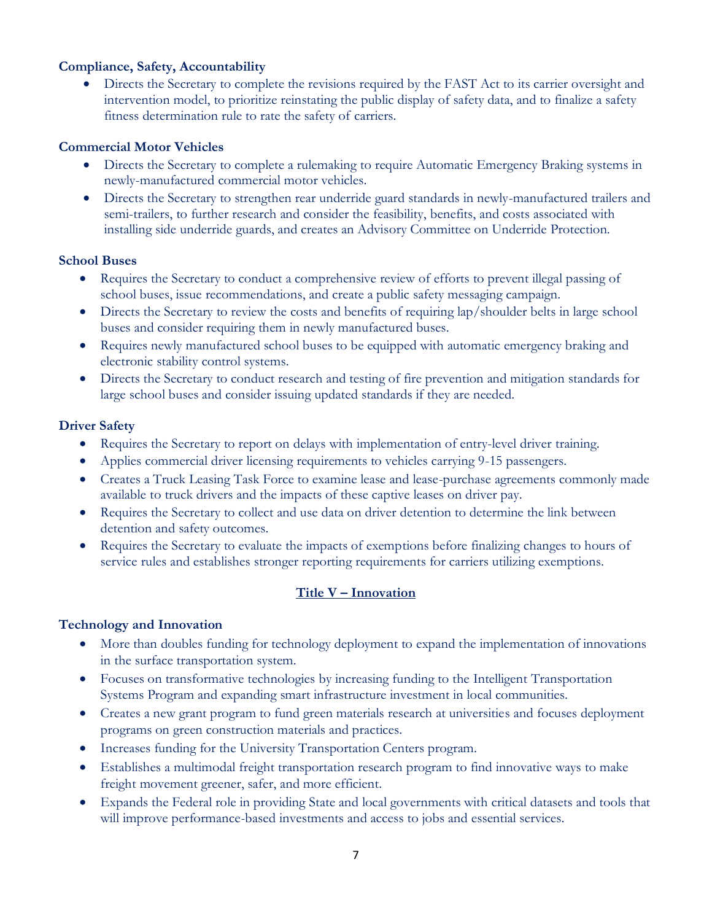**Compliance, Safety, Accountability**

- Directs the Secretary to complete the revisions required by the FAST Act to its carrier oversight and intervention model, to prioritize reinstating the public display of safety data, and to finalize a safety fitness determination rule to rate the safety of carriers.

**Commercial Motor Vehicles**

- Directs the Secretary to complete a rulemaking to require Automatic Emergency Braking systems in newly-manufactured commercial motor vehicles.
- Directs the Secretary to strengthen rear underride guard standards in newly-manufactured trailers and semi-trailers, to further research and consider the feasibility, benefits, and costs associated with installing side underride guards, and creates an Advisory Committee on Underride Protection.

**School Buses**

- Requires the Secretary to conduct a comprehensive review of efforts to prevent illegal passing of school buses, issue recommendations, and create a public safety messaging campaign.
- Directs the Secretary to review the costs and benefits of requiring lap/shoulder belts in large school buses and consider requiring them in newly manufactured buses.
- Requires newly manufactured school buses to be equipped with automatic emergency braking and electronic stability control systems.
- Directs the Secretary to conduct research and testing of fire prevention and mitigation standards for large school buses and consider issuing updated standards if they are needed.

**Driver Safety**

- Requires the Secretary to report on delays with implementation of entry-level driver training.
- Applies commercial driver licensing requirements to vehicles carrying 9-15 passengers.
- Creates a Truck Leasing Task Force to examine lease and lease-purchase agreements commonly made available to truck drivers and the impacts of these captive leases on driver pay.
- Requires the Secretary to collect and use data on driver detention to determine the link between detention and safety outcomes.
- Requires the Secretary to evaluate the impacts of exemptions before finalizing changes to hours of service rules and establishes stronger reporting requirements for carriers utilizing exemptions.

## Title V – Innovation

**Technology and Innovation**

- More than doubles funding for technology deployment to expand the implementation of innovations in the surface transportation system.
- Focuses on transformative technologies by increasing funding to the Intelligent Transportation Systems Program and expanding smart infrastructure investment in local communities.
- Creates a new grant program to fund green materials research at universities and focuses deployment programs on green construction materials and practices.
- Increases funding for the University Transportation Centers program.
- Establishes a multimodal freight transportation research program to find innovative ways to make freight movement greener, safer, and more efficient.
- Expands the Federal role in providing State and local governments with critical datasets and tools that will improve performance-based investments and access to jobs and essential services.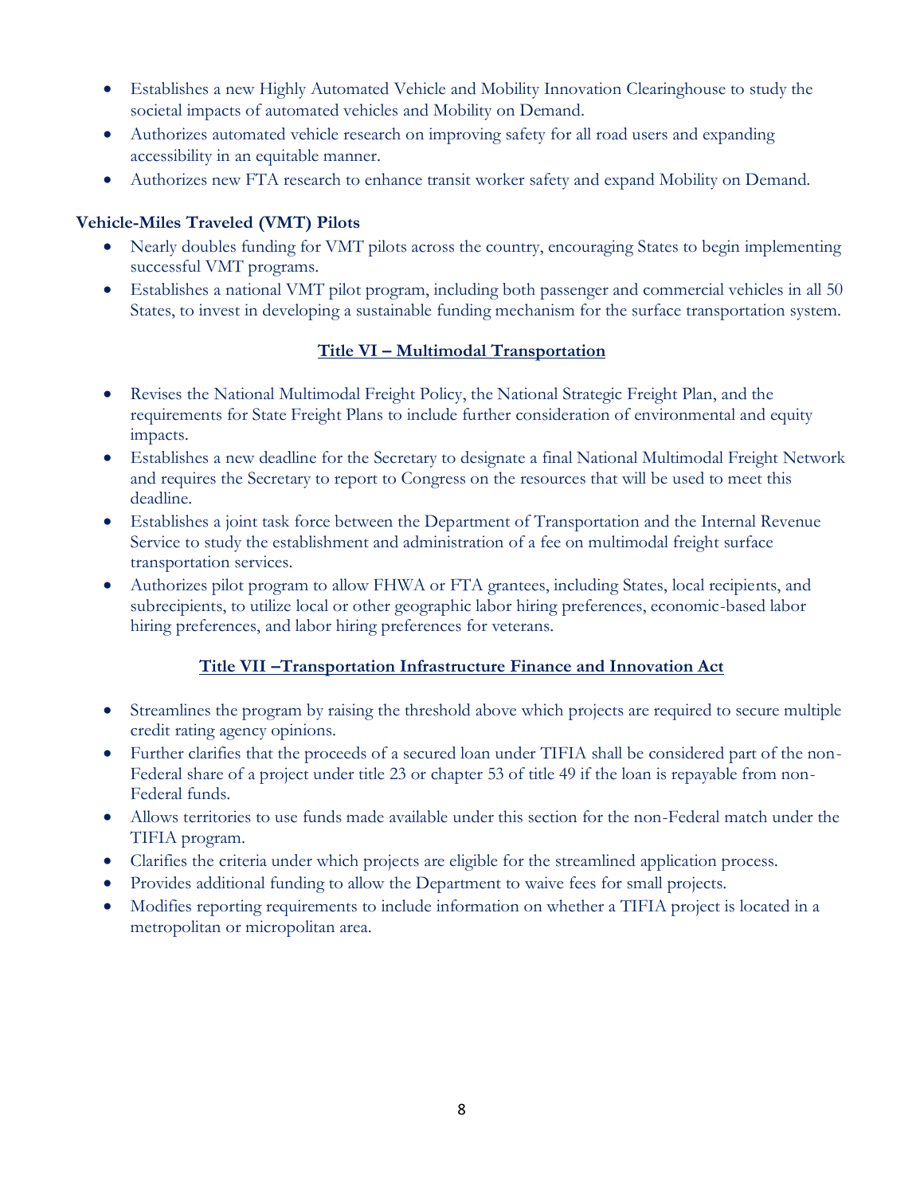- Establishes a new Highly Automated Vehicle and Mobility Innovation Clearinghouse to study the societal impacts of automated vehicles and Mobility on Demand.
- Authorizes automated vehicle research on improving safety for all road users and expanding accessibility in an equitable manner.
- Authorizes new FTA research to enhance transit worker safety and expand Mobility on Demand.

**Vehicle-Miles Traveled (VMT) Pilots**

- Nearly doubles funding for VMT pilots across the country, encouraging States to begin implementing successful VMT programs.
- Establishes a national VMT pilot program, including both passenger and commercial vehicles in all 50 States, to invest in developing a sustainable funding mechanism for the surface transportation system.

## Title VI – Multimodal Transportation

- Revises the National Multimodal Freight Policy, the National Strategic Freight Plan, and the requirements for State Freight Plans to include further consideration of environmental and equity impacts.
- Establishes a new deadline for the Secretary to designate a final National Multimodal Freight Network and requires the Secretary to report to Congress on the resources that will be used to meet this deadline.
- Establishes a joint task force between the Department of Transportation and the Internal Revenue Service to study the establishment and administration of a fee on multimodal freight surface transportation services.
- Authorizes pilot program to allow FHWA or FTA grantees, including States, local recipients, and subrecipients, to utilize local or other geographic labor hiring preferences, economic-based labor hiring preferences, and labor hiring preferences for veterans.

## Title VII –Transportation Infrastructure Finance and Innovation Act

- Streamlines the program by raising the threshold above which projects are required to secure multiple credit rating agency opinions.
- Further clarifies that the proceeds of a secured loan under TIFIA shall be considered part of the non-Federal share of a project under title 23 or chapter 53 of title 49 if the loan is repayable from non-Federal funds.
- Allows territories to use funds made available under this section for the non-Federal match under the TIFIA program.
- Clarifies the criteria under which projects are eligible for the streamlined application process.
- Provides additional funding to allow the Department to waive fees for small projects.
- Modifies reporting requirements to include information on whether a TIFIA project is located in a metropolitan or micropolitan area.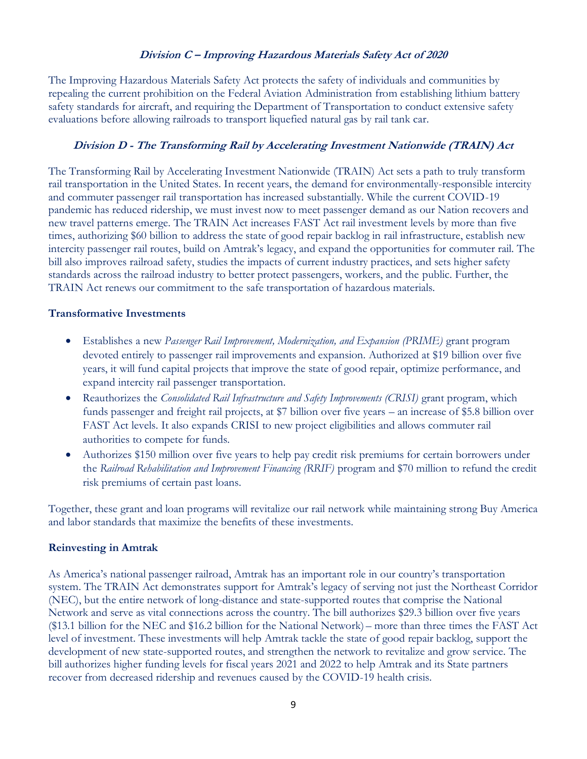### *Division C – Improving Hazardous Materials Safety Act of 2020*

The Improving Hazardous Materials Safety Act protects the safety of individuals and communities by repealing the current prohibition on the Federal Aviation Administration from establishing lithium battery safety standards for aircraft, and requiring the Department of Transportation to conduct extensive safety evaluations before allowing railroads to transport liquefied natural gas by rail tank car.

### *Division D - The Transforming Rail by Accelerating Investment Nationwide (TRAIN) Act*

The Transforming Rail by Accelerating Investment Nationwide (TRAIN) Act sets a path to truly transform rail transportation in the United States. In recent years, the demand for environmentally-responsible intercity and commuter passenger rail transportation has increased substantially. While the current COVID-19 pandemic has reduced ridership, we must invest now to meet passenger demand as our Nation recovers and new travel patterns emerge. The TRAIN Act increases FAST Act rail investment levels by more than five times, authorizing $60 billion to address the state of good repair backlog in rail infrastructure, establish new intercity passenger rail routes, build on Amtrak's legacy, and expand the opportunities for commuter rail. The bill also improves railroad safety, studies the impacts of current industry practices, and sets higher safety standards across the railroad industry to better protect passengers, workers, and the public. Further, the TRAIN Act renews our commitment to the safe transportation of hazardous materials.

**Transformative Investments**

- Establishes a new *Passenger Rail Improvement, Modernization, and Expansion (PRIME)* grant program devoted entirely to passenger rail improvements and expansion. Authorized at $19 billion over five years, it will fund capital projects that improve the state of good repair, optimize performance, and expand intercity rail passenger transportation.
- Reauthorizes the *Consolidated Rail Infrastructure and Safety Improvements (CRISI)* grant program, which funds passenger and freight rail projects, at $7 billion over five years – an increase of $5.8 billion over FAST Act levels. It also expands CRISI to new project eligibilities and allows commuter rail authorities to compete for funds.
- Authorizes $150 million over five years to help pay credit risk premiums for certain borrowers under the *Railroad Rehabilitation and Improvement Financing (RRIF)* program and $70 million to refund the credit risk premiums of certain past loans.

Together, these grant and loan programs will revitalize our rail network while maintaining strong Buy America and labor standards that maximize the benefits of these investments.

**Reinvesting in Amtrak**

As America's national passenger railroad, Amtrak has an important role in our country's transportation system. The TRAIN Act demonstrates support for Amtrak's legacy of serving not just the Northeast Corridor (NEC), but the entire network of long-distance and state-supported routes that comprise the National Network and serve as vital connections across the country. The bill authorizes $29.3 billion over five years ($13.1 billion for the NEC and $16.2 billion for the National Network) – more than three times the FAST Act level of investment. These investments will help Amtrak tackle the state of good repair backlog, support the development of new state-supported routes, and strengthen the network to revitalize and grow service. The bill authorizes higher funding levels for fiscal years 2021 and 2022 to help Amtrak and its State partners recover from decreased ridership and revenues caused by the COVID-19 health crisis.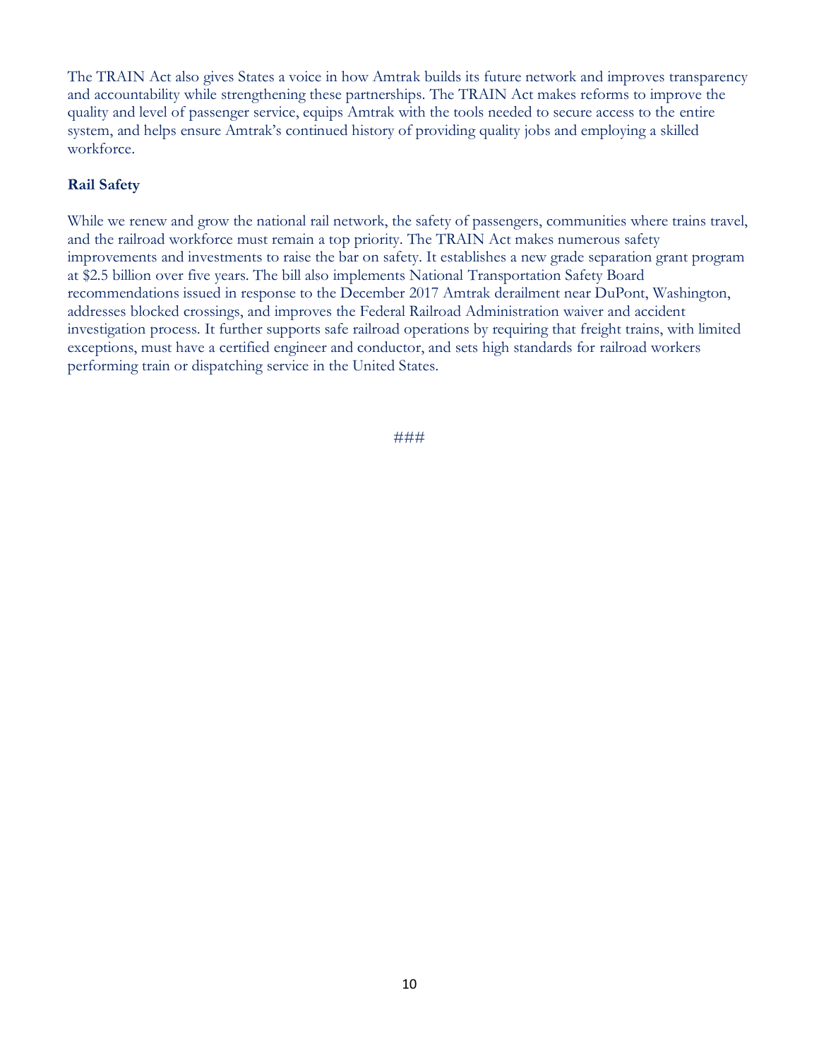The TRAIN Act also gives States a voice in how Amtrak builds its future network and improves transparency and accountability while strengthening these partnerships. The TRAIN Act makes reforms to improve the quality and level of passenger service, equips Amtrak with the tools needed to secure access to the entire system, and helps ensure Amtrak's continued history of providing quality jobs and employing a skilled workforce.

**Rail Safety**

While we renew and grow the national rail network, the safety of passengers, communities where trains travel, and the railroad workforce must remain a top priority. The TRAIN Act makes numerous safety improvements and investments to raise the bar on safety. It establishes a new grade separation grant program at $2.5 billion over five years. The bill also implements National Transportation Safety Board recommendations issued in response to the December 2017 Amtrak derailment near DuPont, Washington, addresses blocked crossings, and improves the Federal Railroad Administration waiver and accident investigation process. It further supports safe railroad operations by requiring that freight trains, with limited exceptions, must have a certified engineer and conductor, and sets high standards for railroad workers performing train or dispatching service in the United States.

###